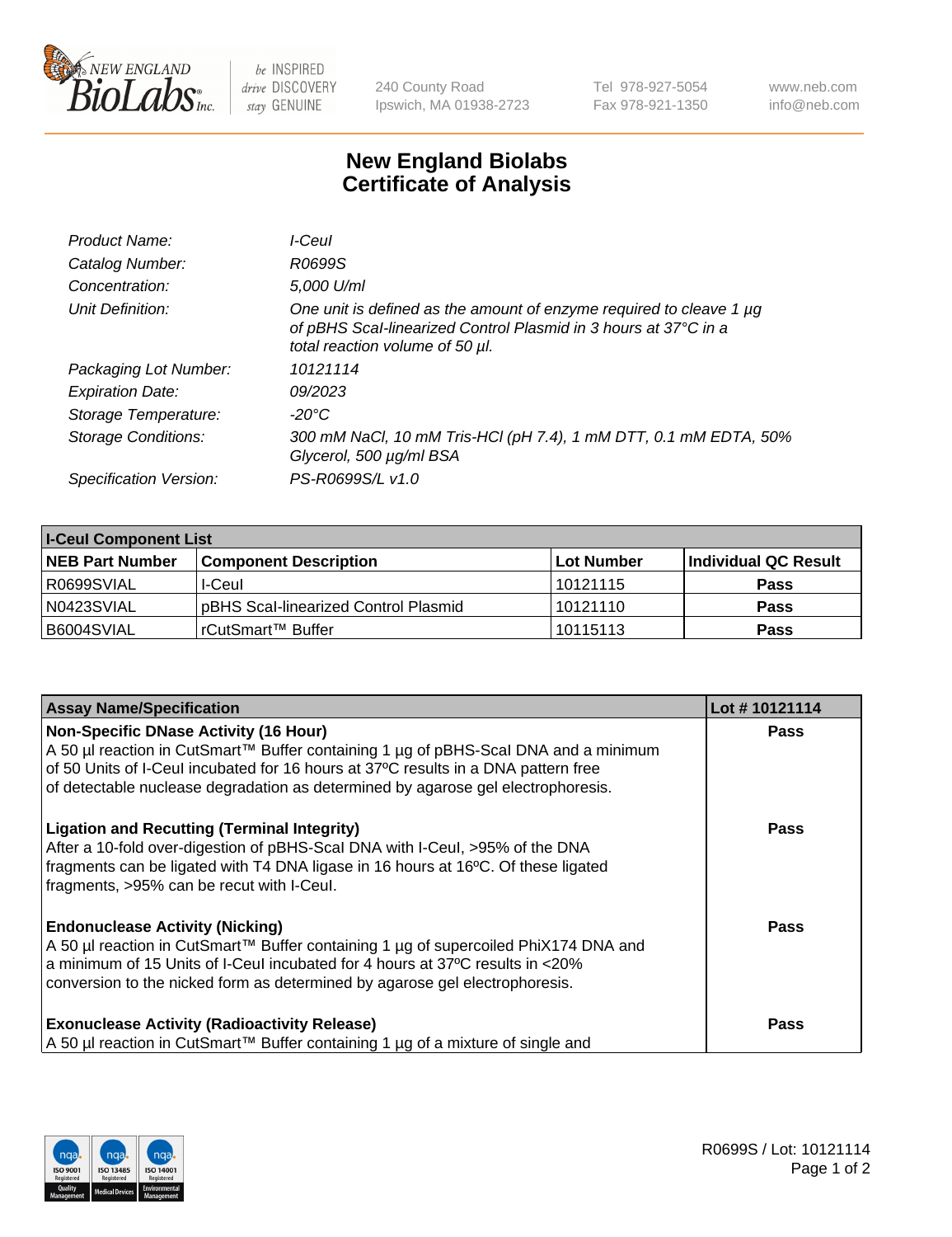# New England Biolabs Certificate of Analysis

| | |
|---|---|
| *Product Name:* | *I-CeuI* |
| *Catalog Number:* | *R0699S* |
| *Concentration:* | *5,000 U/ml* |
| *Unit Definition:* | *One unit is defined as the amount of enzyme required to cleave 1 µg of pBHS ScaI-linearized Control Plasmid in 3 hours at 37°C in a total reaction volume of 50 µl.* |
| *Packaging Lot Number:* | *10121114* |
| *Expiration Date:* | *09/2023* |
| *Storage Temperature:* | *-20°C* |
| *Storage Conditions:* | *300 mM NaCl, 10 mM Tris-HCl (pH 7.4), 1 mM DTT, 0.1 mM EDTA, 50% Glycerol, 500 µg/ml BSA* |
| *Specification Version:* | *PS-R0699S/L v1.0* |

| I-CeuI Component List | | | |
|---|---|---|---|
| **NEB Part Number** | **Component Description** | **Lot Number** | **Individual QC Result** |
| R0699SVIAL | I-CeuI | 10121115 | **Pass** |
| N0423SVIAL | pBHS ScaI-linearized Control Plasmid | 10121110 | **Pass** |
| B6004SVIAL | rCutSmart™ Buffer | 10115113 | **Pass** |

| Assay Name/Specification | Lot # 10121114 |
|---|---|
| **Non-Specific DNase Activity (16 Hour)**<br>A 50 µl reaction in CutSmart™ Buffer containing 1 µg of pBHS-ScaI DNA and a minimum of 50 Units of I-CeuI incubated for 16 hours at 37ºC results in a DNA pattern free of detectable nuclease degradation as determined by agarose gel electrophoresis. | **Pass** |
| **Ligation and Recutting (Terminal Integrity)**<br>After a 10-fold over-digestion of pBHS-ScaI DNA with I-CeuI, >95% of the DNA fragments can be ligated with T4 DNA ligase in 16 hours at 16ºC. Of these ligated fragments, >95% can be recut with I-CeuI. | **Pass** |
| **Endonuclease Activity (Nicking)**<br>A 50 µl reaction in CutSmart™ Buffer containing 1 µg of supercoiled PhiX174 DNA and a minimum of 15 Units of I-CeuI incubated for 4 hours at 37ºC results in <20% conversion to the nicked form as determined by agarose gel electrophoresis. | **Pass** |
| **Exonuclease Activity (Radioactivity Release)**<br>A 50 µl reaction in CutSmart™ Buffer containing 1 µg of a mixture of single and | **Pass** |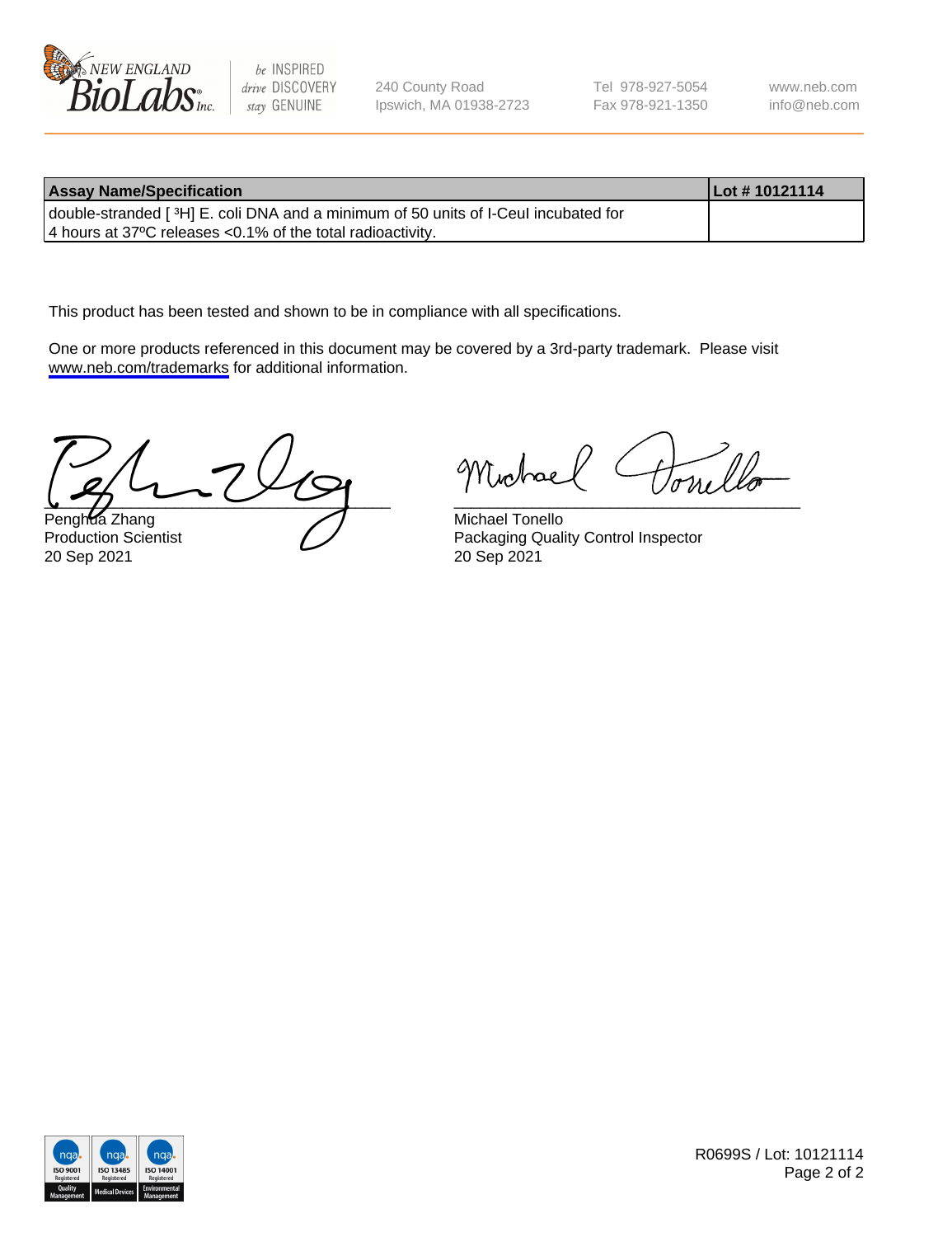| Assay Name/Specification | Lot # 10121114 |
|---|---|
| double-stranded [ $^3$H] E. coli DNA and a minimum of 50 units of I-CeuI incubated for 4 hours at 37ºC releases <0.1% of the total radioactivity. | |

This product has been tested and shown to be in compliance with all specifications.

One or more products referenced in this document may be covered by a 3rd-party trademark. Please visit www.neb.com/trademarks for additional information.

Penghua Zhang
Production Scientist
20 Sep 2021

Michael Tonello
Packaging Quality Control Inspector
20 Sep 2021

R0699S / Lot: 10121114